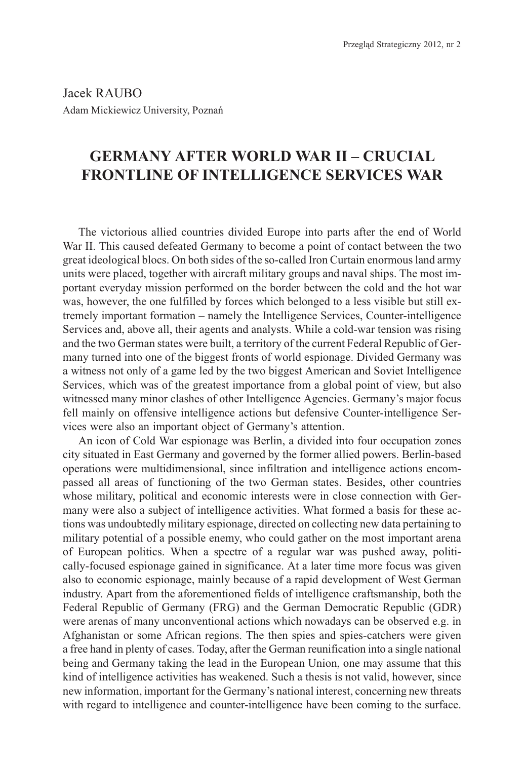Jacek RAUBO
Adam Mickiewicz University, Poznań

# GERMANY AFTER WORLD WAR II – CRUCIAL FRONTLINE OF INTELLIGENCE SERVICES WAR

The victorious allied countries divided Europe into parts after the end of World War II. This caused defeated Germany to become a point of contact between the two great ideological blocs. On both sides of the so-called Iron Curtain enormous land army units were placed, together with aircraft military groups and naval ships. The most important everyday mission performed on the border between the cold and the hot war was, however, the one fulfilled by forces which belonged to a less visible but still extremely important formation – namely the Intelligence Services, Counter-intelligence Services and, above all, their agents and analysts. While a cold-war tension was rising and the two German states were built, a territory of the current Federal Republic of Germany turned into one of the biggest fronts of world espionage. Divided Germany was a witness not only of a game led by the two biggest American and Soviet Intelligence Services, which was of the greatest importance from a global point of view, but also witnessed many minor clashes of other Intelligence Agencies. Germany's major focus fell mainly on offensive intelligence actions but defensive Counter-intelligence Services were also an important object of Germany's attention.

An icon of Cold War espionage was Berlin, a divided into four occupation zones city situated in East Germany and governed by the former allied powers. Berlin-based operations were multidimensional, since infiltration and intelligence actions encompassed all areas of functioning of the two German states. Besides, other countries whose military, political and economic interests were in close connection with Germany were also a subject of intelligence activities. What formed a basis for these actions was undoubtedly military espionage, directed on collecting new data pertaining to military potential of a possible enemy, who could gather on the most important arena of European politics. When a spectre of a regular war was pushed away, politically-focused espionage gained in significance. At a later time more focus was given also to economic espionage, mainly because of a rapid development of West German industry. Apart from the aforementioned fields of intelligence craftsmanship, both the Federal Republic of Germany (FRG) and the German Democratic Republic (GDR) were arenas of many unconventional actions which nowadays can be observed e.g. in Afghanistan or some African regions. The then spies and spies-catchers were given a free hand in plenty of cases. Today, after the German reunification into a single national being and Germany taking the lead in the European Union, one may assume that this kind of intelligence activities has weakened. Such a thesis is not valid, however, since new information, important for the Germany's national interest, concerning new threats with regard to intelligence and counter-intelligence have been coming to the surface.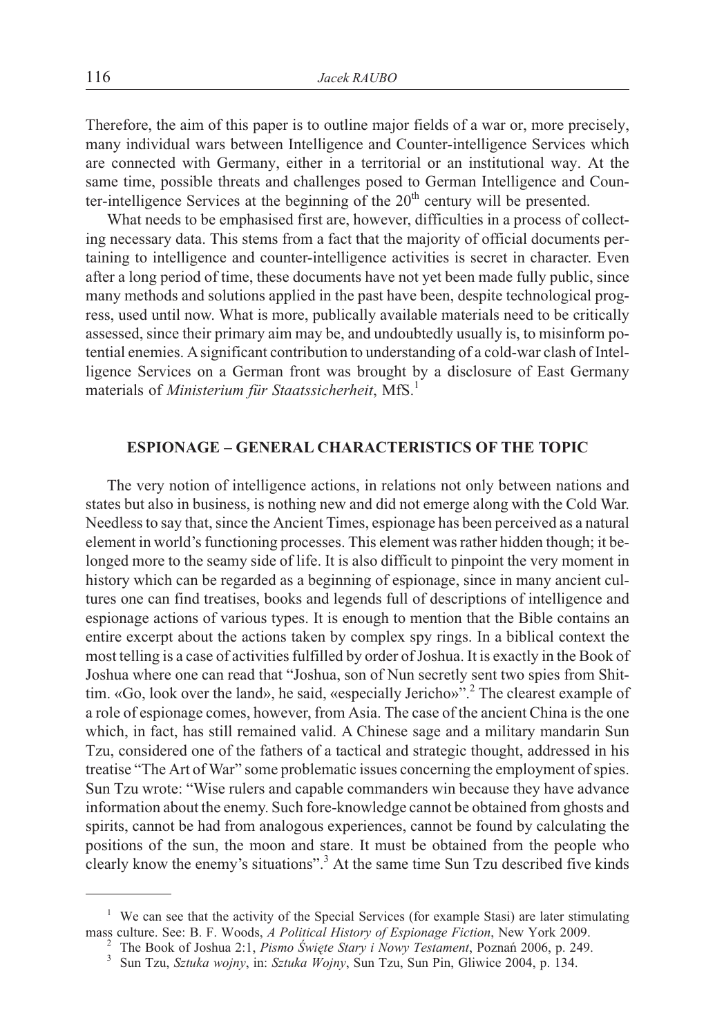Therefore, the aim of this paper is to outline major fields of a war or, more precisely, many individual wars between Intelligence and Counter-intelligence Services which are connected with Germany, either in a territorial or an institutional way. At the same time, possible threats and challenges posed to German Intelligence and Counter-intelligence Services at the beginning of the $20^{th}$ century will be presented.

What needs to be emphasised first are, however, difficulties in a process of collecting necessary data. This stems from a fact that the majority of official documents pertaining to intelligence and counter-intelligence activities is secret in character. Even after a long period of time, these documents have not yet been made fully public, since many methods and solutions applied in the past have been, despite technological progress, used until now. What is more, publically available materials need to be critically assessed, since their primary aim may be, and undoubtedly usually is, to misinform potential enemies. A significant contribution to understanding of a cold-war clash of Intelligence Services on a German front was brought by a disclosure of East Germany materials of *Ministerium für Staatssicherheit*, MfS.[1]

## ESPIONAGE – GENERAL CHARACTERISTICS OF THE TOPIC

The very notion of intelligence actions, in relations not only between nations and states but also in business, is nothing new and did not emerge along with the Cold War. Needless to say that, since the Ancient Times, espionage has been perceived as a natural element in world's functioning processes. This element was rather hidden though; it belonged more to the seamy side of life. It is also difficult to pinpoint the very moment in history which can be regarded as a beginning of espionage, since in many ancient cultures one can find treatises, books and legends full of descriptions of intelligence and espionage actions of various types. It is enough to mention that the Bible contains an entire excerpt about the actions taken by complex spy rings. In a biblical context the most telling is a case of activities fulfilled by order of Joshua. It is exactly in the Book of Joshua where one can read that "Joshua, son of Nun secretly sent two spies from Shittim. «Go, look over the land», he said, «especially Jericho»".[2] The clearest example of a role of espionage comes, however, from Asia. The case of the ancient China is the one which, in fact, has still remained valid. A Chinese sage and a military mandarin Sun Tzu, considered one of the fathers of a tactical and strategic thought, addressed in his treatise "The Art of War" some problematic issues concerning the employment of spies. Sun Tzu wrote: "Wise rulers and capable commanders win because they have advance information about the enemy. Such fore-knowledge cannot be obtained from ghosts and spirits, cannot be had from analogous experiences, cannot be found by calculating the positions of the sun, the moon and stare. It must be obtained from the people who clearly know the enemy's situations".[3] At the same time Sun Tzu described five kinds

---

[1] We can see that the activity of the Special Services (for example Stasi) are later stimulating mass culture. See: B. F. Woods, *A Political History of Espionage Fiction*, New York 2009.

[2] The Book of Joshua 2:1, *Pismo Święte Stary i Nowy Testament*, Poznań 2006, p. 249.

[3] Sun Tzu, *Sztuka wojny*, in: *Sztuka Wojny*, Sun Tzu, Sun Pin, Gliwice 2004, p. 134.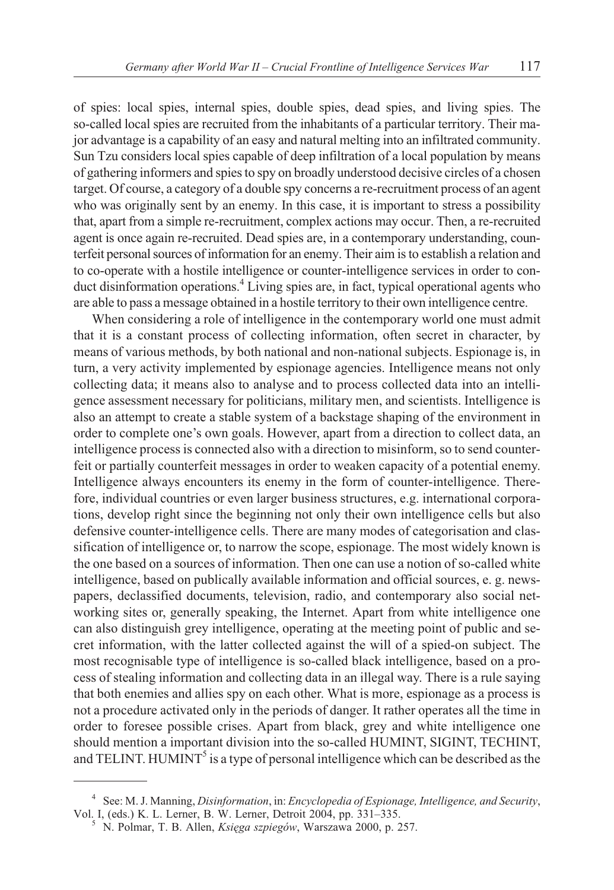of spies: local spies, internal spies, double spies, dead spies, and living spies. The so-called local spies are recruited from the inhabitants of a particular territory. Their major advantage is a capability of an easy and natural melting into an infiltrated community. Sun Tzu considers local spies capable of deep infiltration of a local population by means of gathering informers and spies to spy on broadly understood decisive circles of a chosen target. Of course, a category of a double spy concerns a re-recruitment process of an agent who was originally sent by an enemy. In this case, it is important to stress a possibility that, apart from a simple re-recruitment, complex actions may occur. Then, a re-recruited agent is once again re-recruited. Dead spies are, in a contemporary understanding, counterfeit personal sources of information for an enemy. Their aim is to establish a relation and to co-operate with a hostile intelligence or counter-intelligence services in order to conduct disinformation operations.[4] Living spies are, in fact, typical operational agents who are able to pass a message obtained in a hostile territory to their own intelligence centre.

When considering a role of intelligence in the contemporary world one must admit that it is a constant process of collecting information, often secret in character, by means of various methods, by both national and non-national subjects. Espionage is, in turn, a very activity implemented by espionage agencies. Intelligence means not only collecting data; it means also to analyse and to process collected data into an intelligence assessment necessary for politicians, military men, and scientists. Intelligence is also an attempt to create a stable system of a backstage shaping of the environment in order to complete one's own goals. However, apart from a direction to collect data, an intelligence process is connected also with a direction to misinform, so to send counterfeit or partially counterfeit messages in order to weaken capacity of a potential enemy. Intelligence always encounters its enemy in the form of counter-intelligence. Therefore, individual countries or even larger business structures, e.g. international corporations, develop right since the beginning not only their own intelligence cells but also defensive counter-intelligence cells. There are many modes of categorisation and classification of intelligence or, to narrow the scope, espionage. The most widely known is the one based on a sources of information. Then one can use a notion of so-called white intelligence, based on publically available information and official sources, e. g. newspapers, declassified documents, television, radio, and contemporary also social networking sites or, generally speaking, the Internet. Apart from white intelligence one can also distinguish grey intelligence, operating at the meeting point of public and secret information, with the latter collected against the will of a spied-on subject. The most recognisable type of intelligence is so-called black intelligence, based on a process of stealing information and collecting data in an illegal way. There is a rule saying that both enemies and allies spy on each other. What is more, espionage as a process is not a procedure activated only in the periods of danger. It rather operates all the time in order to foresee possible crises. Apart from black, grey and white intelligence one should mention a important division into the so-called HUMINT, SIGINT, TECHINT, and TELINT. HUMINT[5] is a type of personal intelligence which can be described as the

---

[4] See: M. J. Manning, *Disinformation*, in: *Encyclopedia of Espionage, Intelligence, and Security*, Vol. I, (eds.) K. L. Lerner, B. W. Lerner, Detroit 2004, pp. 331–335.

[5] N. Polmar, T. B. Allen, *Księga szpiegów*, Warszawa 2000, p. 257.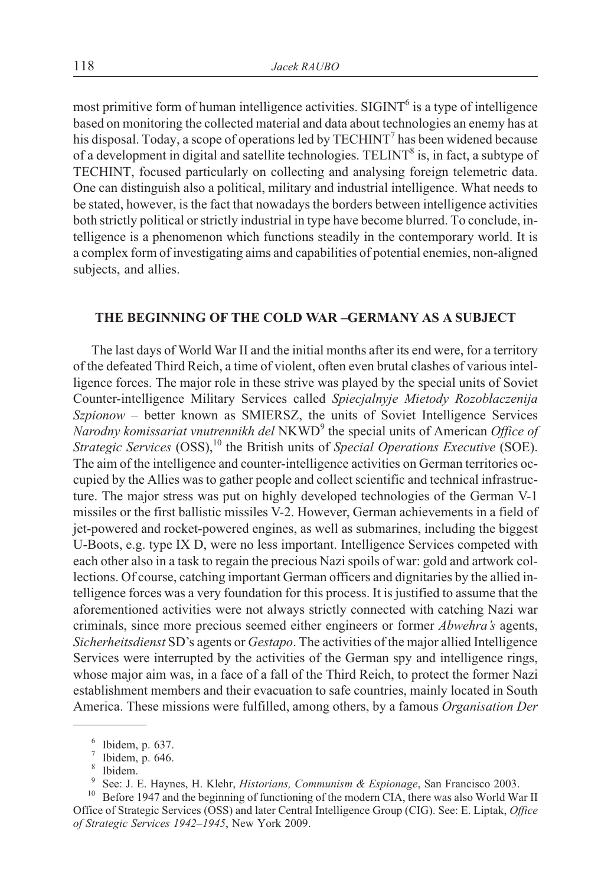most primitive form of human intelligence activities. SIGINT[6] is a type of intelligence based on monitoring the collected material and data about technologies an enemy has at his disposal. Today, a scope of operations led by TECHINT[7] has been widened because of a development in digital and satellite technologies. TELINT[8] is, in fact, a subtype of TECHINT, focused particularly on collecting and analysing foreign telemetric data. One can distinguish also a political, military and industrial intelligence. What needs to be stated, however, is the fact that nowadays the borders between intelligence activities both strictly political or strictly industrial in type have become blurred. To conclude, intelligence is a phenomenon which functions steadily in the contemporary world. It is a complex form of investigating aims and capabilities of potential enemies, non-aligned subjects, and allies.

## THE BEGINNING OF THE COLD WAR –GERMANY AS A SUBJECT

The last days of World War II and the initial months after its end were, for a territory of the defeated Third Reich, a time of violent, often even brutal clashes of various intelligence forces. The major role in these strive was played by the special units of Soviet Counter-intelligence Military Services called *Spiecjalnyje Mietody Rozobłaczenija Szpionow* – better known as SMIERSZ, the units of Soviet Intelligence Services *Narodny komissariat vnutrennikh del* NKWD[9] the special units of American *Office of Strategic Services* (OSS),[10] the British units of *Special Operations Executive* (SOE). The aim of the intelligence and counter-intelligence activities on German territories occupied by the Allies was to gather people and collect scientific and technical infrastructure. The major stress was put on highly developed technologies of the German V-1 missiles or the first ballistic missiles V-2. However, German achievements in a field of jet-powered and rocket-powered engines, as well as submarines, including the biggest U-Boots, e.g. type IX D, were no less important. Intelligence Services competed with each other also in a task to regain the precious Nazi spoils of war: gold and artwork collections. Of course, catching important German officers and dignitaries by the allied intelligence forces was a very foundation for this process. It is justified to assume that the aforementioned activities were not always strictly connected with catching Nazi war criminals, since more precious seemed either engineers or former *Abwehra's* agents, *Sicherheitsdienst* SD's agents or *Gestapo*. The activities of the major allied Intelligence Services were interrupted by the activities of the German spy and intelligence rings, whose major aim was, in a face of a fall of the Third Reich, to protect the former Nazi establishment members and their evacuation to safe countries, mainly located in South America. These missions were fulfilled, among others, by a famous *Organisation Der*

---

[6] Ibidem, p. 637.

[7] Ibidem, p. 646.

[8] Ibidem.

[9] See: J. E. Haynes, H. Klehr, *Historians, Communism & Espionage*, San Francisco 2003.

[10] Before 1947 and the beginning of functioning of the modern CIA, there was also World War II Office of Strategic Services (OSS) and later Central Intelligence Group (CIG). See: E. Liptak, *Office of Strategic Services 1942–1945*, New York 2009.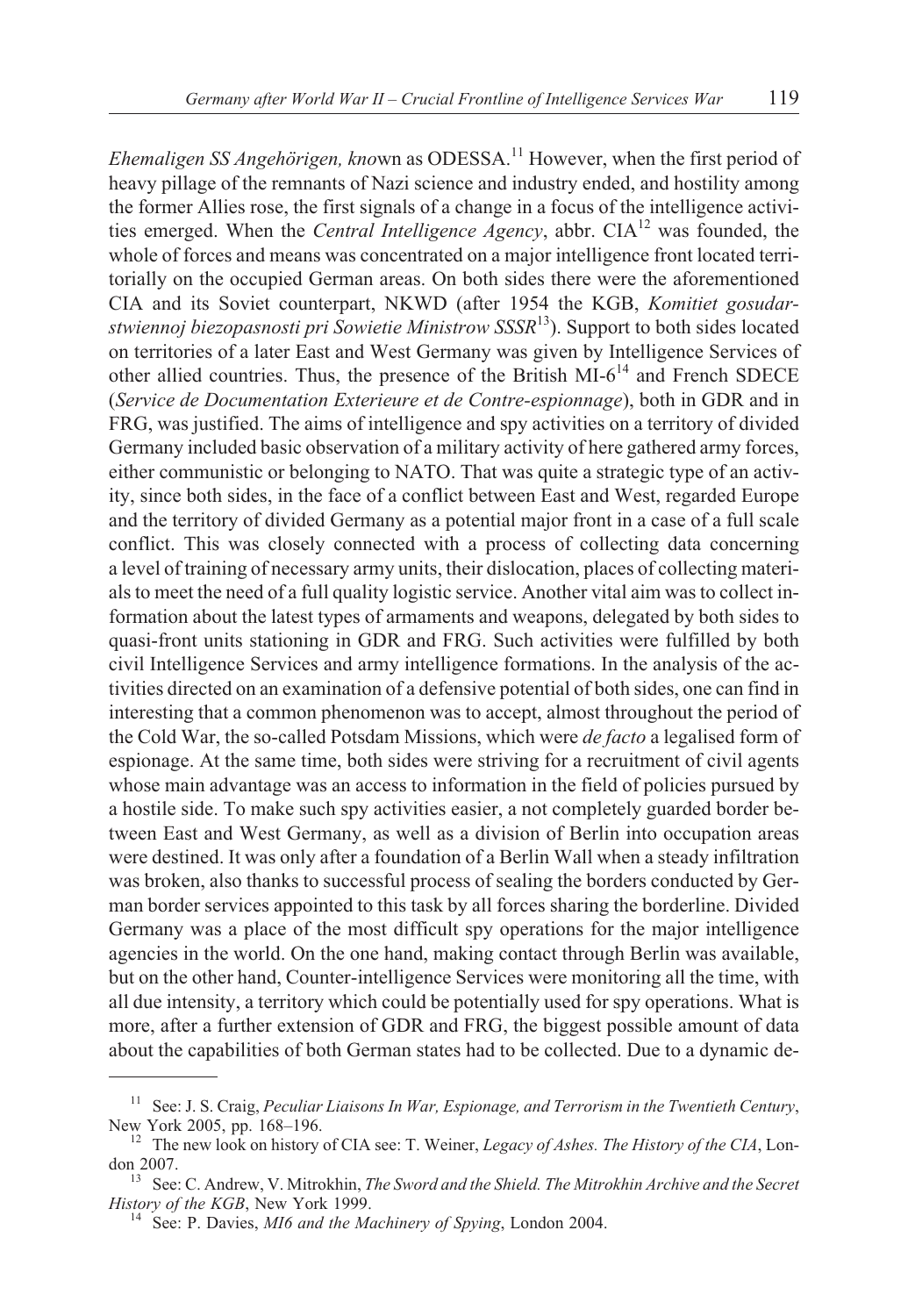*Ehemaligen SS Angehörigen, kno*wn as ODESSA.[11] However, when the first period of heavy pillage of the remnants of Nazi science and industry ended, and hostility among the former Allies rose, the first signals of a change in a focus of the intelligence activities emerged. When the *Central Intelligence Agency*, abbr. CIA[12] was founded, the whole of forces and means was concentrated on a major intelligence front located territorially on the occupied German areas. On both sides there were the aforementioned CIA and its Soviet counterpart, NKWD (after 1954 the KGB, *Komitiet gosudarstwiennoj biezopasnosti pri Sowietie Ministrow SSSR*[13]). Support to both sides located on territories of a later East and West Germany was given by Intelligence Services of other allied countries. Thus, the presence of the British MI-6[14] and French SDECE (*Service de Documentation Exterieure et de Contre-espionnage*), both in GDR and in FRG, was justified. The aims of intelligence and spy activities on a territory of divided Germany included basic observation of a military activity of here gathered army forces, either communistic or belonging to NATO. That was quite a strategic type of an activity, since both sides, in the face of a conflict between East and West, regarded Europe and the territory of divided Germany as a potential major front in a case of a full scale conflict. This was closely connected with a process of collecting data concerning a level of training of necessary army units, their dislocation, places of collecting materials to meet the need of a full quality logistic service. Another vital aim was to collect information about the latest types of armaments and weapons, delegated by both sides to quasi-front units stationing in GDR and FRG. Such activities were fulfilled by both civil Intelligence Services and army intelligence formations. In the analysis of the activities directed on an examination of a defensive potential of both sides, one can find in interesting that a common phenomenon was to accept, almost throughout the period of the Cold War, the so-called Potsdam Missions, which were *de facto* a legalised form of espionage. At the same time, both sides were striving for a recruitment of civil agents whose main advantage was an access to information in the field of policies pursued by a hostile side. To make such spy activities easier, a not completely guarded border between East and West Germany, as well as a division of Berlin into occupation areas were destined. It was only after a foundation of a Berlin Wall when a steady infiltration was broken, also thanks to successful process of sealing the borders conducted by German border services appointed to this task by all forces sharing the borderline. Divided Germany was a place of the most difficult spy operations for the major intelligence agencies in the world. On the one hand, making contact through Berlin was available, but on the other hand, Counter-intelligence Services were monitoring all the time, with all due intensity, a territory which could be potentially used for spy operations. What is more, after a further extension of GDR and FRG, the biggest possible amount of data about the capabilities of both German states had to be collected. Due to a dynamic de-

---

[11] See: J. S. Craig, *Peculiar Liaisons In War, Espionage, and Terrorism in the Twentieth Century*, New York 2005, pp. 168–196.

[12] The new look on history of CIA see: T. Weiner, *Legacy of Ashes. The History of the CIA*, London 2007.

[13] See: C. Andrew, V. Mitrokhin, *The Sword and the Shield. The Mitrokhin Archive and the Secret History of the KGB*, New York 1999.

[14] See: P. Davies, *MI6 and the Machinery of Spying*, London 2004.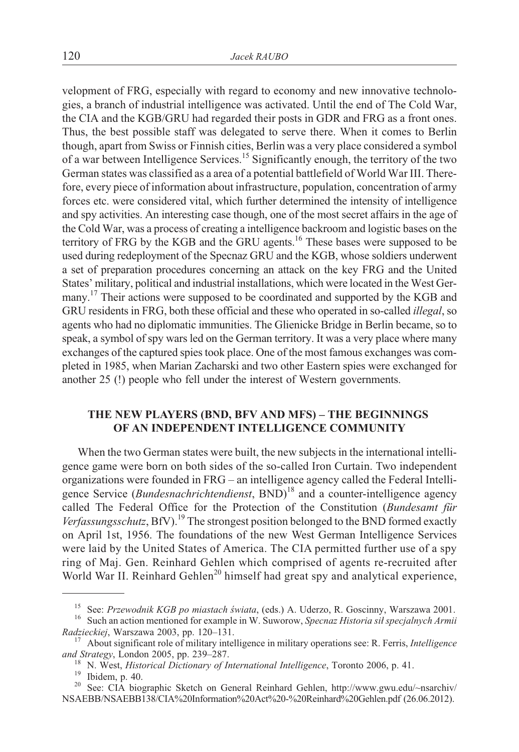velopment of FRG, especially with regard to economy and new innovative technologies, a branch of industrial intelligence was activated. Until the end of The Cold War, the CIA and the KGB/GRU had regarded their posts in GDR and FRG as a front ones. Thus, the best possible staff was delegated to serve there. When it comes to Berlin though, apart from Swiss or Finnish cities, Berlin was a very place considered a symbol of a war between Intelligence Services.[15] Significantly enough, the territory of the two German states was classified as a area of a potential battlefield of World War III. Therefore, every piece of information about infrastructure, population, concentration of army forces etc. were considered vital, which further determined the intensity of intelligence and spy activities. An interesting case though, one of the most secret affairs in the age of the Cold War, was a process of creating a intelligence backroom and logistic bases on the territory of FRG by the KGB and the GRU agents.[16] These bases were supposed to be used during redeployment of the Specnaz GRU and the KGB, whose soldiers underwent a set of preparation procedures concerning an attack on the key FRG and the United States' military, political and industrial installations, which were located in the West Germany.[17] Their actions were supposed to be coordinated and supported by the KGB and GRU residents in FRG, both these official and these who operated in so-called *illegal*, so agents who had no diplomatic immunities. The Glienicke Bridge in Berlin became, so to speak, a symbol of spy wars led on the German territory. It was a very place where many exchanges of the captured spies took place. One of the most famous exchanges was completed in 1985, when Marian Zacharski and two other Eastern spies were exchanged for another 25 (!) people who fell under the interest of Western governments.

## THE NEW PLAYERS (BND, BFV AND MFS) – THE BEGINNINGS OF AN INDEPENDENT INTELLIGENCE COMMUNITY

When the two German states were built, the new subjects in the international intelligence game were born on both sides of the so-called Iron Curtain. Two independent organizations were founded in FRG – an intelligence agency called the Federal Intelligence Service (*Bundesnachrichtendienst*, BND)[18] and a counter-intelligence agency called The Federal Office for the Protection of the Constitution (*Bundesamt für Verfassungsschutz*, BfV).[19] The strongest position belonged to the BND formed exactly on April 1st, 1956. The foundations of the new West German Intelligence Services were laid by the United States of America. The CIA permitted further use of a spy ring of Maj. Gen. Reinhard Gehlen which comprised of agents re-recruited after World War II. Reinhard Gehlen[20] himself had great spy and analytical experience,

---

[15] See: *Przewodnik KGB po miastach świata*, (eds.) A. Uderzo, R. Goscinny, Warszawa 2001.

[16] Such an action mentioned for example in W. Suworow, *Specnaz Historia sił specjalnych Armii Radzieckiej*, Warszawa 2003, pp. 120–131.

[17] About significant role of military intelligence in military operations see: R. Ferris, *Intelligence and Strategy*, London 2005, pp. 239–287.

[18] N. West, *Historical Dictionary of International Intelligence*, Toronto 2006, p. 41.

[19] Ibidem, p. 40.

[20] See: CIA biographic Sketch on General Reinhard Gehlen, http://www.gwu.edu/~nsarchiv/NSAEBB/NSAEBB138/CIA%20Information%20Act%20-%20Reinhard%20Gehlen.pdf (26.06.2012).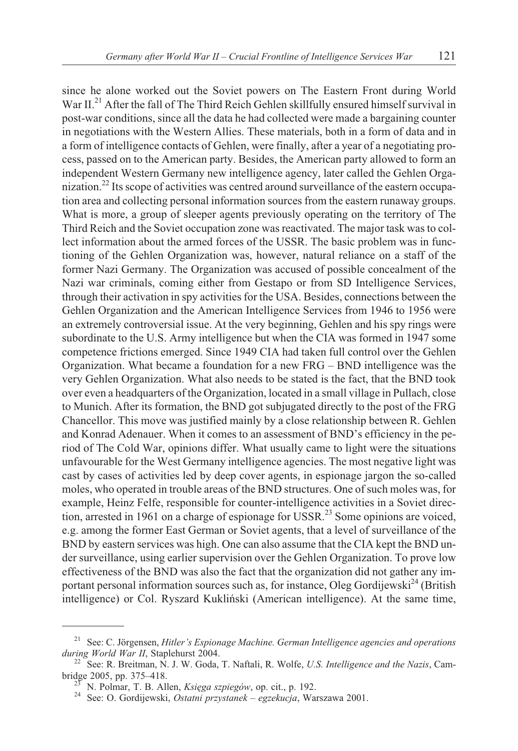since he alone worked out the Soviet powers on The Eastern Front during World War II.[21] After the fall of The Third Reich Gehlen skillfully ensured himself survival in post-war conditions, since all the data he had collected were made a bargaining counter in negotiations with the Western Allies. These materials, both in a form of data and in a form of intelligence contacts of Gehlen, were finally, after a year of a negotiating process, passed on to the American party. Besides, the American party allowed to form an independent Western Germany new intelligence agency, later called the Gehlen Organization.[22] Its scope of activities was centred around surveillance of the eastern occupation area and collecting personal information sources from the eastern runaway groups. What is more, a group of sleeper agents previously operating on the territory of The Third Reich and the Soviet occupation zone was reactivated. The major task was to collect information about the armed forces of the USSR. The basic problem was in functioning of the Gehlen Organization was, however, natural reliance on a staff of the former Nazi Germany. The Organization was accused of possible concealment of the Nazi war criminals, coming either from Gestapo or from SD Intelligence Services, through their activation in spy activities for the USA. Besides, connections between the Gehlen Organization and the American Intelligence Services from 1946 to 1956 were an extremely controversial issue. At the very beginning, Gehlen and his spy rings were subordinate to the U.S. Army intelligence but when the CIA was formed in 1947 some competence frictions emerged. Since 1949 CIA had taken full control over the Gehlen Organization. What became a foundation for a new FRG – BND intelligence was the very Gehlen Organization. What also needs to be stated is the fact, that the BND took over even a headquarters of the Organization, located in a small village in Pullach, close to Munich. After its formation, the BND got subjugated directly to the post of the FRG Chancellor. This move was justified mainly by a close relationship between R. Gehlen and Konrad Adenauer. When it comes to an assessment of BND's efficiency in the period of The Cold War, opinions differ. What usually came to light were the situations unfavourable for the West Germany intelligence agencies. The most negative light was cast by cases of activities led by deep cover agents, in espionage jargon the so-called moles, who operated in trouble areas of the BND structures. One of such moles was, for example, Heinz Felfe, responsible for counter-intelligence activities in a Soviet direction, arrested in 1961 on a charge of espionage for USSR.[23] Some opinions are voiced, e.g. among the former East German or Soviet agents, that a level of surveillance of the BND by eastern services was high. One can also assume that the CIA kept the BND under surveillance, using earlier supervision over the Gehlen Organization. To prove low effectiveness of the BND was also the fact that the organization did not gather any important personal information sources such as, for instance, Oleg Gordijewski[24] (British intelligence) or Col. Ryszard Kukliński (American intelligence). At the same time,

---

[21] See: C. Jörgensen, *Hitler's Espionage Machine. German Intelligence agencies and operations during World War II*, Staplehurst 2004.

[22] See: R. Breitman, N. J. W. Goda, T. Naftali, R. Wolfe, *U.S. Intelligence and the Nazis*, Cambridge 2005, pp. 375–418.

[23] N. Polmar, T. B. Allen, *Księga szpiegów*, op. cit., p. 192.

[24] See: O. Gordijewski, *Ostatni przystanek – egzekucja*, Warszawa 2001.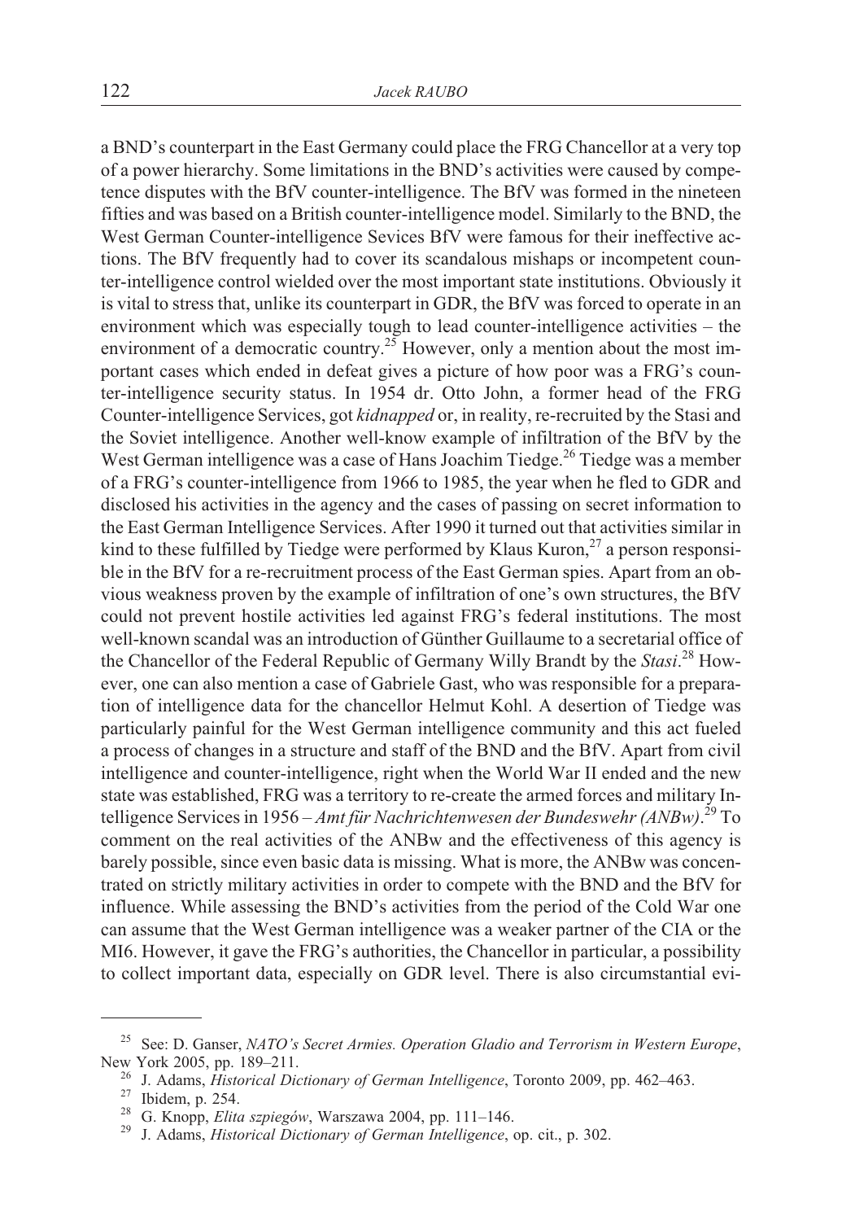a BND's counterpart in the East Germany could place the FRG Chancellor at a very top of a power hierarchy. Some limitations in the BND's activities were caused by competence disputes with the BfV counter-intelligence. The BfV was formed in the nineteen fifties and was based on a British counter-intelligence model. Similarly to the BND, the West German Counter-intelligence Sevices BfV were famous for their ineffective actions. The BfV frequently had to cover its scandalous mishaps or incompetent counter-intelligence control wielded over the most important state institutions. Obviously it is vital to stress that, unlike its counterpart in GDR, the BfV was forced to operate in an environment which was especially tough to lead counter-intelligence activities – the environment of a democratic country.[25] However, only a mention about the most important cases which ended in defeat gives a picture of how poor was a FRG's counter-intelligence security status. In 1954 dr. Otto John, a former head of the FRG Counter-intelligence Services, got *kidnapped* or, in reality, re-recruited by the Stasi and the Soviet intelligence. Another well-know example of infiltration of the BfV by the West German intelligence was a case of Hans Joachim Tiedge.[26] Tiedge was a member of a FRG's counter-intelligence from 1966 to 1985, the year when he fled to GDR and disclosed his activities in the agency and the cases of passing on secret information to the East German Intelligence Services. After 1990 it turned out that activities similar in kind to these fulfilled by Tiedge were performed by Klaus Kuron,[27] a person responsible in the BfV for a re-recruitment process of the East German spies. Apart from an obvious weakness proven by the example of infiltration of one's own structures, the BfV could not prevent hostile activities led against FRG's federal institutions. The most well-known scandal was an introduction of Günther Guillaume to a secretarial office of the Chancellor of the Federal Republic of Germany Willy Brandt by the *Stasi*.[28] However, one can also mention a case of Gabriele Gast, who was responsible for a preparation of intelligence data for the chancellor Helmut Kohl. A desertion of Tiedge was particularly painful for the West German intelligence community and this act fueled a process of changes in a structure and staff of the BND and the BfV. Apart from civil intelligence and counter-intelligence, right when the World War II ended and the new state was established, FRG was a territory to re-create the armed forces and military Intelligence Services in 1956 – *Amt für Nachrichtenwesen der Bundeswehr (ANBw)*.[29] To comment on the real activities of the ANBw and the effectiveness of this agency is barely possible, since even basic data is missing. What is more, the ANBw was concentrated on strictly military activities in order to compete with the BND and the BfV for influence. While assessing the BND's activities from the period of the Cold War one can assume that the West German intelligence was a weaker partner of the CIA or the MI6. However, it gave the FRG's authorities, the Chancellor in particular, a possibility to collect important data, especially on GDR level. There is also circumstantial evi-

---

[25] See: D. Ganser, *NATO's Secret Armies. Operation Gladio and Terrorism in Western Europe*, New York 2005, pp. 189–211.

[26] J. Adams, *Historical Dictionary of German Intelligence*, Toronto 2009, pp. 462–463.

[27] Ibidem, p. 254.

[28] G. Knopp, *Elita szpiegów*, Warszawa 2004, pp. 111–146.

[29] J. Adams, *Historical Dictionary of German Intelligence*, op. cit., p. 302.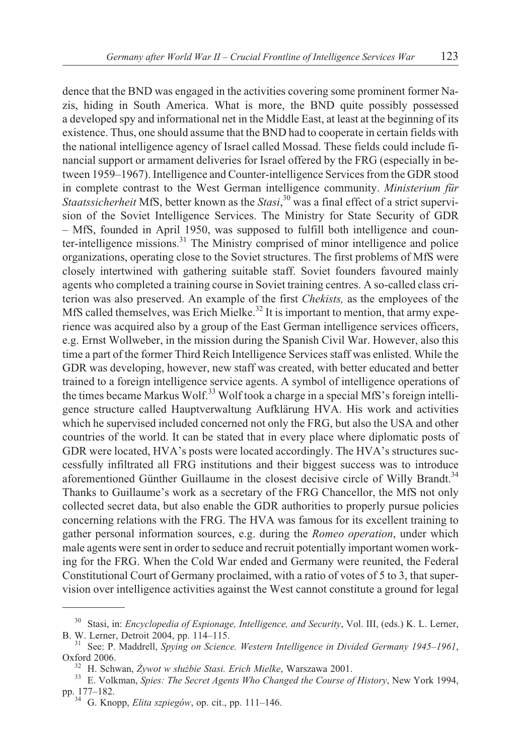dence that the BND was engaged in the activities covering some prominent former Nazis, hiding in South America. What is more, the BND quite possibly possessed a developed spy and informational net in the Middle East, at least at the beginning of its existence. Thus, one should assume that the BND had to cooperate in certain fields with the national intelligence agency of Israel called Mossad. These fields could include financial support or armament deliveries for Israel offered by the FRG (especially in between 1959–1967). Intelligence and Counter-intelligence Services from the GDR stood in complete contrast to the West German intelligence community. *Ministerium für Staatssicherheit* MfS, better known as the *Stasi*,[30] was a final effect of a strict supervision of the Soviet Intelligence Services. The Ministry for State Security of GDR – MfS, founded in April 1950, was supposed to fulfill both intelligence and counter-intelligence missions.[31] The Ministry comprised of minor intelligence and police organizations, operating close to the Soviet structures. The first problems of MfS were closely intertwined with gathering suitable staff. Soviet founders favoured mainly agents who completed a training course in Soviet training centres. A so-called class criterion was also preserved. An example of the first *Chekists,* as the employees of the MfS called themselves, was Erich Mielke.[32] It is important to mention, that army experience was acquired also by a group of the East German intelligence services officers, e.g. Ernst Wollweber, in the mission during the Spanish Civil War. However, also this time a part of the former Third Reich Intelligence Services staff was enlisted. While the GDR was developing, however, new staff was created, with better educated and better trained to a foreign intelligence service agents. A symbol of intelligence operations of the times became Markus Wolf.[33] Wolf took a charge in a special MfS's foreign intelligence structure called Hauptverwaltung Aufklärung HVA. His work and activities which he supervised included concerned not only the FRG, but also the USA and other countries of the world. It can be stated that in every place where diplomatic posts of GDR were located, HVA's posts were located accordingly. The HVA's structures successfully infiltrated all FRG institutions and their biggest success was to introduce aforementioned Günther Guillaume in the closest decisive circle of Willy Brandt.[34] Thanks to Guillaume's work as a secretary of the FRG Chancellor, the MfS not only collected secret data, but also enable the GDR authorities to properly pursue policies concerning relations with the FRG. The HVA was famous for its excellent training to gather personal information sources, e.g. during the *Romeo operation*, under which male agents were sent in order to seduce and recruit potentially important women working for the FRG. When the Cold War ended and Germany were reunited, the Federal Constitutional Court of Germany proclaimed, with a ratio of votes of 5 to 3, that supervision over intelligence activities against the West cannot constitute a ground for legal

---

[30] Stasi, in: *Encyclopedia of Espionage, Intelligence, and Security*, Vol. III, (eds.) K. L. Lerner, B. W. Lerner, Detroit 2004, pp. 114–115.

[31] See: P. Maddrell, *Spying on Science. Western Intelligence in Divided Germany 1945–1961*, Oxford 2006.

[32] H. Schwan, *Żywot w służbie Stasi. Erich Mielke*, Warszawa 2001.

[33] E. Volkman, *Spies: The Secret Agents Who Changed the Course of History*, New York 1994, pp. 177–182.

[34] G. Knopp, *Elita szpiegów*, op. cit., pp. 111–146.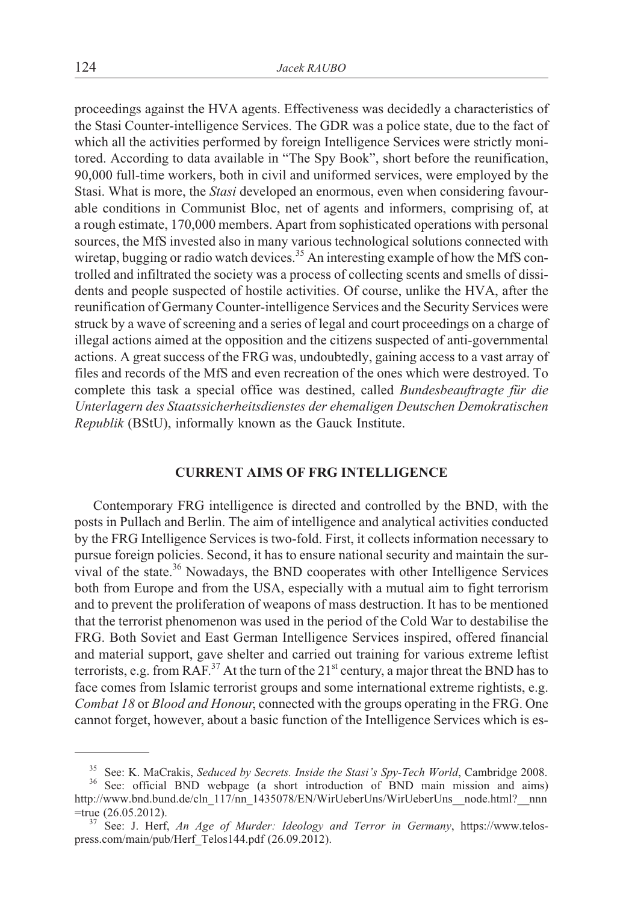proceedings against the HVA agents. Effectiveness was decidedly a characteristics of the Stasi Counter-intelligence Services. The GDR was a police state, due to the fact of which all the activities performed by foreign Intelligence Services were strictly monitored. According to data available in "The Spy Book", short before the reunification, 90,000 full-time workers, both in civil and uniformed services, were employed by the Stasi. What is more, the *Stasi* developed an enormous, even when considering favourable conditions in Communist Bloc, net of agents and informers, comprising of, at a rough estimate, 170,000 members. Apart from sophisticated operations with personal sources, the MfS invested also in many various technological solutions connected with wiretap, bugging or radio watch devices.[35] An interesting example of how the MfS controlled and infiltrated the society was a process of collecting scents and smells of dissidents and people suspected of hostile activities. Of course, unlike the HVA, after the reunification of Germany Counter-intelligence Services and the Security Services were struck by a wave of screening and a series of legal and court proceedings on a charge of illegal actions aimed at the opposition and the citizens suspected of anti-governmental actions. A great success of the FRG was, undoubtedly, gaining access to a vast array of files and records of the MfS and even recreation of the ones which were destroyed. To complete this task a special office was destined, called *Bundesbeauftragte für die Unterlagern des Staatssicherheitsdienstes der ehemaligen Deutschen Demokratischen Republik* (BStU), informally known as the Gauck Institute.

## CURRENT AIMS OF FRG INTELLIGENCE

Contemporary FRG intelligence is directed and controlled by the BND, with the posts in Pullach and Berlin. The aim of intelligence and analytical activities conducted by the FRG Intelligence Services is two-fold. First, it collects information necessary to pursue foreign policies. Second, it has to ensure national security and maintain the survival of the state.[36] Nowadays, the BND cooperates with other Intelligence Services both from Europe and from the USA, especially with a mutual aim to fight terrorism and to prevent the proliferation of weapons of mass destruction. It has to be mentioned that the terrorist phenomenon was used in the period of the Cold War to destabilise the FRG. Both Soviet and East German Intelligence Services inspired, offered financial and material support, gave shelter and carried out training for various extreme leftist terrorists, e.g. from RAF.[37] At the turn of the 21st century, a major threat the BND has to face comes from Islamic terrorist groups and some international extreme rightists, e.g. *Combat 18* or *Blood and Honour*, connected with the groups operating in the FRG. One cannot forget, however, about a basic function of the Intelligence Services which is es-

---

[35] See: K. MaCrakis, *Seduced by Secrets. Inside the Stasi's Spy-Tech World*, Cambridge 2008.

[36] See: official BND webpage (a short introduction of BND main mission and aims) http://www.bnd.bund.de/cln_117/nn_1435078/EN/WirUeberUns/WirUeberUns__node.html?__nnn=true (26.05.2012).

[37] See: J. Herf, *An Age of Murder: Ideology and Terror in Germany*, https://www.telospress.com/main/pub/Herf_Telos144.pdf (26.09.2012).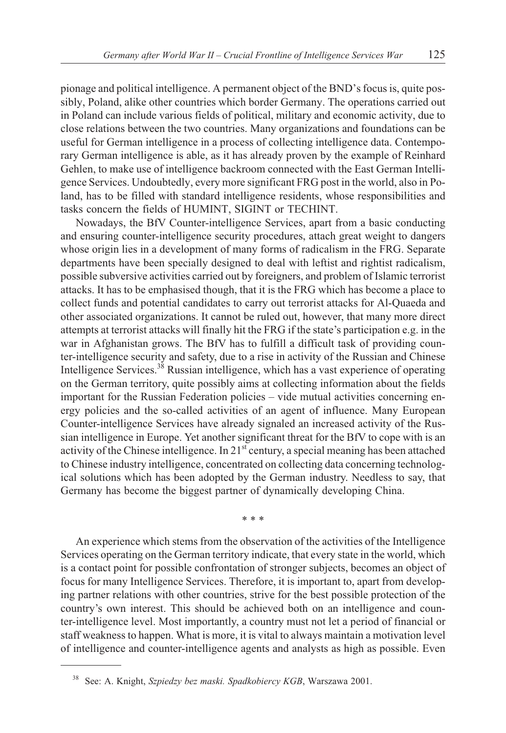pionage and political intelligence. A permanent object of the BND's focus is, quite possibly, Poland, alike other countries which border Germany. The operations carried out in Poland can include various fields of political, military and economic activity, due to close relations between the two countries. Many organizations and foundations can be useful for German intelligence in a process of collecting intelligence data. Contemporary German intelligence is able, as it has already proven by the example of Reinhard Gehlen, to make use of intelligence backroom connected with the East German Intelligence Services. Undoubtedly, every more significant FRG post in the world, also in Poland, has to be filled with standard intelligence residents, whose responsibilities and tasks concern the fields of HUMINT, SIGINT or TECHINT.

Nowadays, the BfV Counter-intelligence Services, apart from a basic conducting and ensuring counter-intelligence security procedures, attach great weight to dangers whose origin lies in a development of many forms of radicalism in the FRG. Separate departments have been specially designed to deal with leftist and rightist radicalism, possible subversive activities carried out by foreigners, and problem of Islamic terrorist attacks. It has to be emphasised though, that it is the FRG which has become a place to collect funds and potential candidates to carry out terrorist attacks for Al-Quaeda and other associated organizations. It cannot be ruled out, however, that many more direct attempts at terrorist attacks will finally hit the FRG if the state's participation e.g. in the war in Afghanistan grows. The BfV has to fulfill a difficult task of providing counter-intelligence security and safety, due to a rise in activity of the Russian and Chinese Intelligence Services.[38] Russian intelligence, which has a vast experience of operating on the German territory, quite possibly aims at collecting information about the fields important for the Russian Federation policies – vide mutual activities concerning energy policies and the so-called activities of an agent of influence. Many European Counter-intelligence Services have already signaled an increased activity of the Russian intelligence in Europe. Yet another significant threat for the BfV to cope with is an activity of the Chinese intelligence. In 21st century, a special meaning has been attached to Chinese industry intelligence, concentrated on collecting data concerning technological solutions which has been adopted by the German industry. Needless to say, that Germany has become the biggest partner of dynamically developing China.

\* \* \*

An experience which stems from the observation of the activities of the Intelligence Services operating on the German territory indicate, that every state in the world, which is a contact point for possible confrontation of stronger subjects, becomes an object of focus for many Intelligence Services. Therefore, it is important to, apart from developing partner relations with other countries, strive for the best possible protection of the country's own interest. This should be achieved both on an intelligence and counter-intelligence level. Most importantly, a country must not let a period of financial or staff weakness to happen. What is more, it is vital to always maintain a motivation level of intelligence and counter-intelligence agents and analysts as high as possible. Even

---

[38] See: A. Knight, *Szpiedzy bez maski. Spadkobiercy KGB*, Warszawa 2001.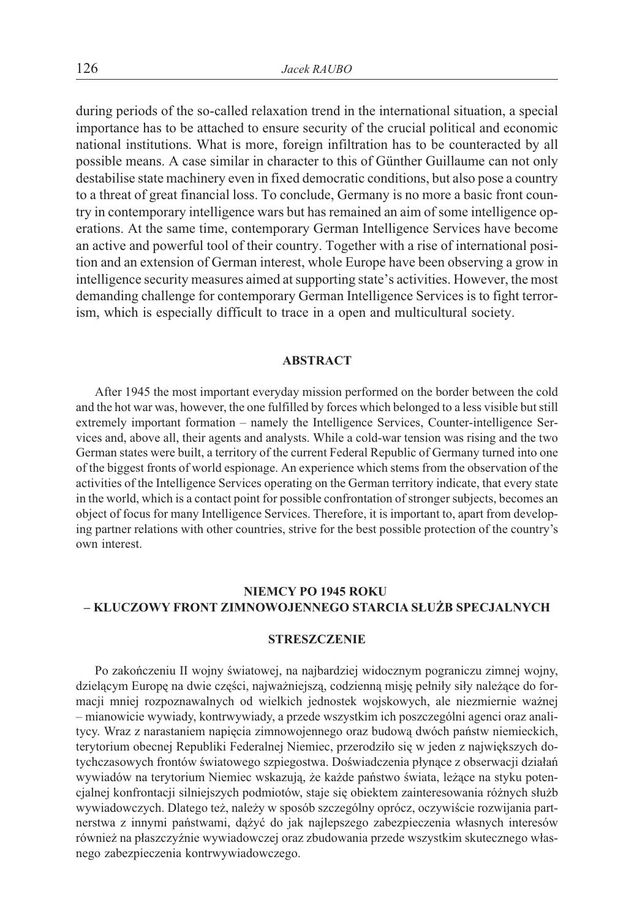during periods of the so-called relaxation trend in the international situation, a special importance has to be attached to ensure security of the crucial political and economic national institutions. What is more, foreign infiltration has to be counteracted by all possible means. A case similar in character to this of Günther Guillaume can not only destabilise state machinery even in fixed democratic conditions, but also pose a country to a threat of great financial loss. To conclude, Germany is no more a basic front country in contemporary intelligence wars but has remained an aim of some intelligence operations. At the same time, contemporary German Intelligence Services have become an active and powerful tool of their country. Together with a rise of international position and an extension of German interest, whole Europe have been observing a grow in intelligence security measures aimed at supporting state's activities. However, the most demanding challenge for contemporary German Intelligence Services is to fight terrorism, which is especially difficult to trace in a open and multicultural society.

## ABSTRACT

After 1945 the most important everyday mission performed on the border between the cold and the hot war was, however, the one fulfilled by forces which belonged to a less visible but still extremely important formation – namely the Intelligence Services, Counter-intelligence Services and, above all, their agents and analysts. While a cold-war tension was rising and the two German states were built, a territory of the current Federal Republic of Germany turned into one of the biggest fronts of world espionage. An experience which stems from the observation of the activities of the Intelligence Services operating on the German territory indicate, that every state in the world, which is a contact point for possible confrontation of stronger subjects, becomes an object of focus for many Intelligence Services. Therefore, it is important to, apart from developing partner relations with other countries, strive for the best possible protection of the country's own interest.

## NIEMCY PO 1945 ROKU – KLUCZOWY FRONT ZIMNOWOJENNEGO STARCIA SŁUŻB SPECJALNYCH

## STRESZCZENIE

Po zakończeniu II wojny światowej, na najbardziej widocznym pograniczu zimnej wojny, dzielącym Europę na dwie części, najważniejszą, codzienną misję pełniły siły należące do formacji mniej rozpoznawalnych od wielkich jednostek wojskowych, ale niezmiernie ważnej – mianowicie wywiady, kontrwywiady, a przede wszystkim ich poszczególni agenci oraz analitycy. Wraz z narastaniem napięcia zimnowojennego oraz budową dwóch państw niemieckich, terytorium obecnej Republiki Federalnej Niemiec, przerodziło się w jeden z największych dotychczasowych frontów światowego szpiegostwa. Doświadczenia płynące z obserwacji działań wywiadów na terytorium Niemiec wskazują, że każde państwo świata, leżące na styku potencjalnej konfrontacji silniejszych podmiotów, staje się obiektem zainteresowania różnych służb wywiadowczych. Dlatego też, należy w sposób szczególny oprócz, oczywiście rozwijania partnerstwa z innymi państwami, dążyć do jak najlepszego zabezpieczenia własnych interesów również na płaszczyźnie wywiadowczej oraz zbudowania przede wszystkim skutecznego własnego zabezpieczenia kontrwywiadowczego.